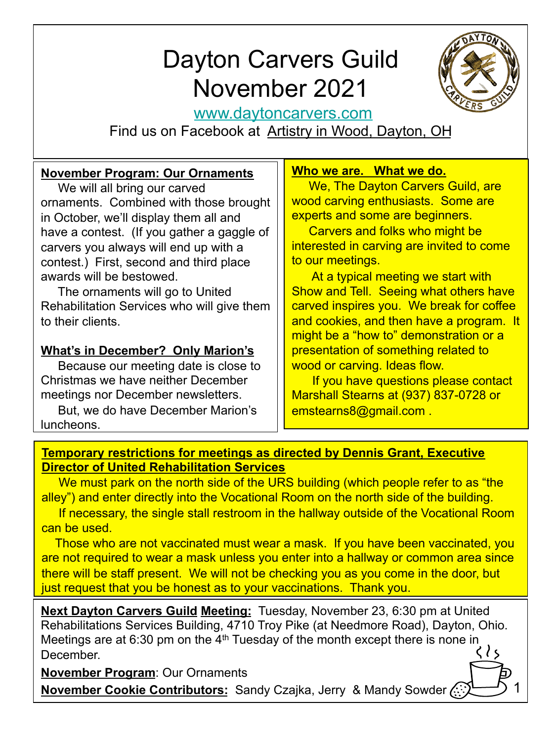# Dayton Carvers Guild
# November 2021

www.daytoncarvers.com

Find us on Facebook at Artistry in Wood, Dayton, OH

**November Program: Our Ornaments**

We will all bring our carved ornaments. Combined with those brought in October, we'll display them all and have a contest. (If you gather a gaggle of carvers you always will end up with a contest.) First, second and third place awards will be bestowed.

The ornaments will go to United Rehabilitation Services who will give them to their clients.

**What's in December? Only Marion's**

Because our meeting date is close to Christmas we have neither December meetings nor December newsletters.

But, we do have December Marion's luncheons.

**Who we are. What we do.**

We, The Dayton Carvers Guild, are wood carving enthusiasts. Some are experts and some are beginners.

Carvers and folks who might be interested in carving are invited to come to our meetings.

At a typical meeting we start with Show and Tell. Seeing what others have carved inspires you. We break for coffee and cookies, and then have a program. It might be a "how to" demonstration or a presentation of something related to wood or carving. Ideas flow.

If you have questions please contact Marshall Stearns at (937) 837-0728 or emstearns8@gmail.com .

**Temporary restrictions for meetings as directed by Dennis Grant, Executive Director of United Rehabilitation Services**

We must park on the north side of the URS building (which people refer to as "the alley") and enter directly into the Vocational Room on the north side of the building.

If necessary, the single stall restroom in the hallway outside of the Vocational Room can be used.

Those who are not vaccinated must wear a mask. If you have been vaccinated, you are not required to wear a mask unless you enter into a hallway or common area since there will be staff present. We will not be checking you as you come in the door, but just request that you be honest as to your vaccinations. Thank you.

**Next Dayton Carvers Guild Meeting:** Tuesday, November 23, 6:30 pm at United Rehabilitations Services Building, 4710 Troy Pike (at Needmore Road), Dayton, Ohio. Meetings are at 6:30 pm on the 4th Tuesday of the month except there is none in December.

**November Program**: Our Ornaments

**November Cookie Contributors:** Sandy Czajka, Jerry & Mandy Sowder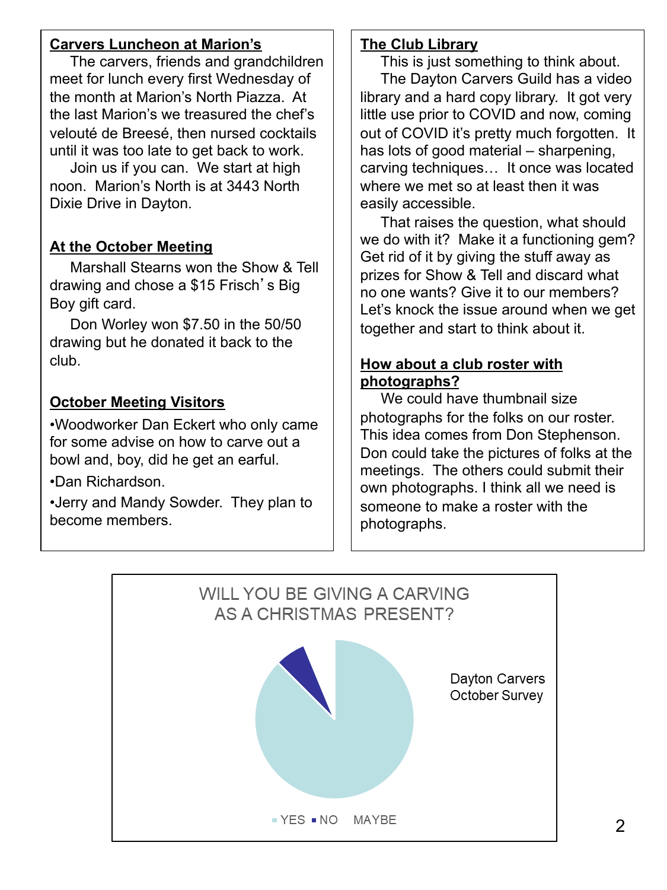## Carvers Luncheon at Marion's

The carvers, friends and grandchildren meet for lunch every first Wednesday of the month at Marion's North Piazza. At the last Marion's we treasured the chef's velouté de Breesé, then nursed cocktails until it was too late to get back to work.

Join us if you can. We start at high noon. Marion's North is at 3443 North Dixie Drive in Dayton.

## At the October Meeting

Marshall Stearns won the Show & Tell drawing and chose a $15 Frisch's Big Boy gift card.

Don Worley won $7.50 in the 50/50 drawing but he donated it back to the club.

## October Meeting Visitors

- Woodworker Dan Eckert who only came for some advise on how to carve out a bowl and, boy, did he get an earful.
- Dan Richardson.
- Jerry and Mandy Sowder. They plan to become members.

## The Club Library

This is just something to think about.

The Dayton Carvers Guild has a video library and a hard copy library. It got very little use prior to COVID and now, coming out of COVID it's pretty much forgotten. It has lots of good material – sharpening, carving techniques… It once was located where we met so at least then it was easily accessible.

That raises the question, what should we do with it? Make it a functioning gem? Get rid of it by giving the stuff away as prizes for Show & Tell and discard what no one wants? Give it to our members? Let's knock the issue around when we get together and start to think about it.

## How about a club roster with photographs?

We could have thumbnail size photographs for the folks on our roster. This idea comes from Don Stephenson. Don could take the pictures of folks at the meetings. The others could submit their own photographs. I think all we need is someone to make a roster with the photographs.

WILL YOU BE GIVING A CARVING AS A CHRISTMAS PRESENT?

Dayton Carvers October Survey

YES NO MAYBE